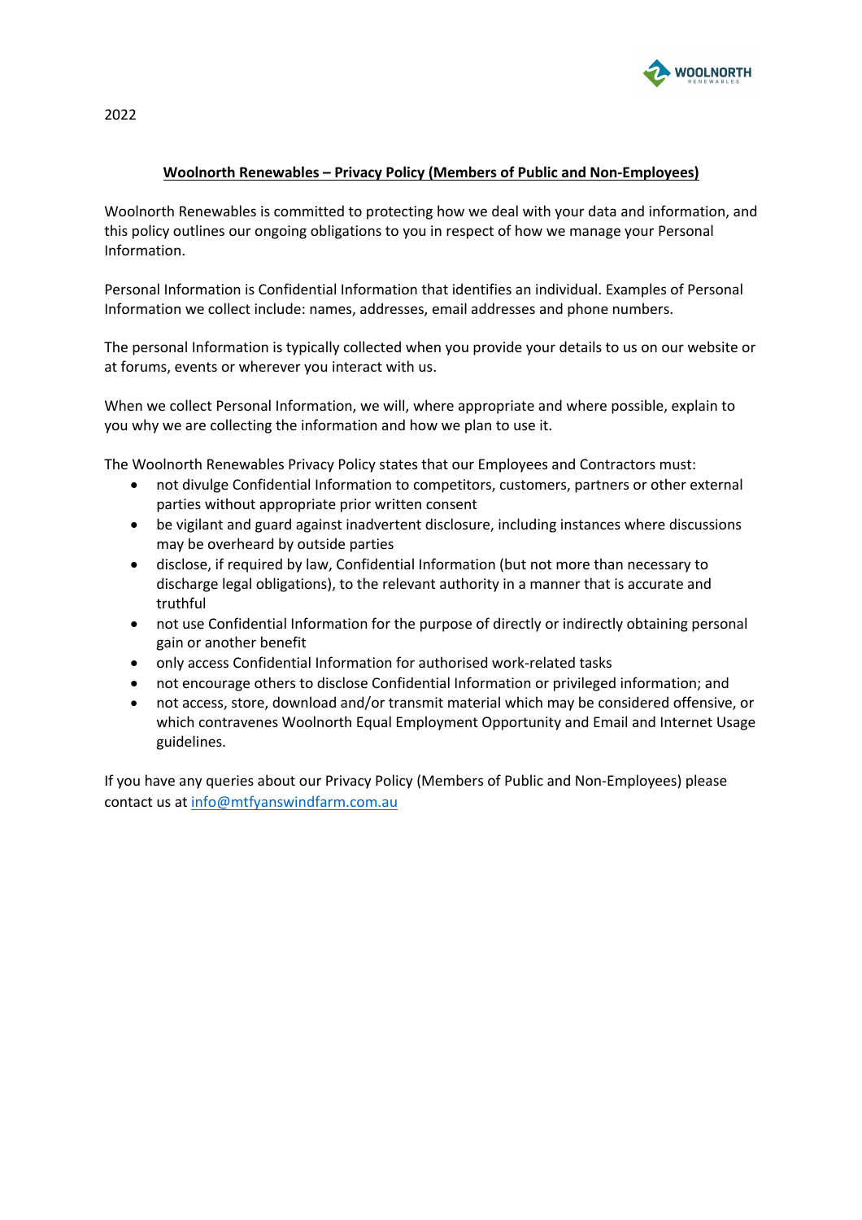2022

# Woolnorth Renewables – Privacy Policy (Members of Public and Non-Employees)

Woolnorth Renewables is committed to protecting how we deal with your data and information, and this policy outlines our ongoing obligations to you in respect of how we manage your Personal Information.

Personal Information is Confidential Information that identifies an individual. Examples of Personal Information we collect include: names, addresses, email addresses and phone numbers.

The personal Information is typically collected when you provide your details to us on our website or at forums, events or wherever you interact with us.

When we collect Personal Information, we will, where appropriate and where possible, explain to you why we are collecting the information and how we plan to use it.

The Woolnorth Renewables Privacy Policy states that our Employees and Contractors must:

- not divulge Confidential Information to competitors, customers, partners or other external parties without appropriate prior written consent
- be vigilant and guard against inadvertent disclosure, including instances where discussions may be overheard by outside parties
- disclose, if required by law, Confidential Information (but not more than necessary to discharge legal obligations), to the relevant authority in a manner that is accurate and truthful
- not use Confidential Information for the purpose of directly or indirectly obtaining personal gain or another benefit
- only access Confidential Information for authorised work-related tasks
- not encourage others to disclose Confidential Information or privileged information; and
- not access, store, download and/or transmit material which may be considered offensive, or which contravenes Woolnorth Equal Employment Opportunity and Email and Internet Usage guidelines.

If you have any queries about our Privacy Policy (Members of Public and Non-Employees) please contact us at [info@mtfyanswindfarm.com.au](mailto:info@mtfyanswindfarm.com.au)